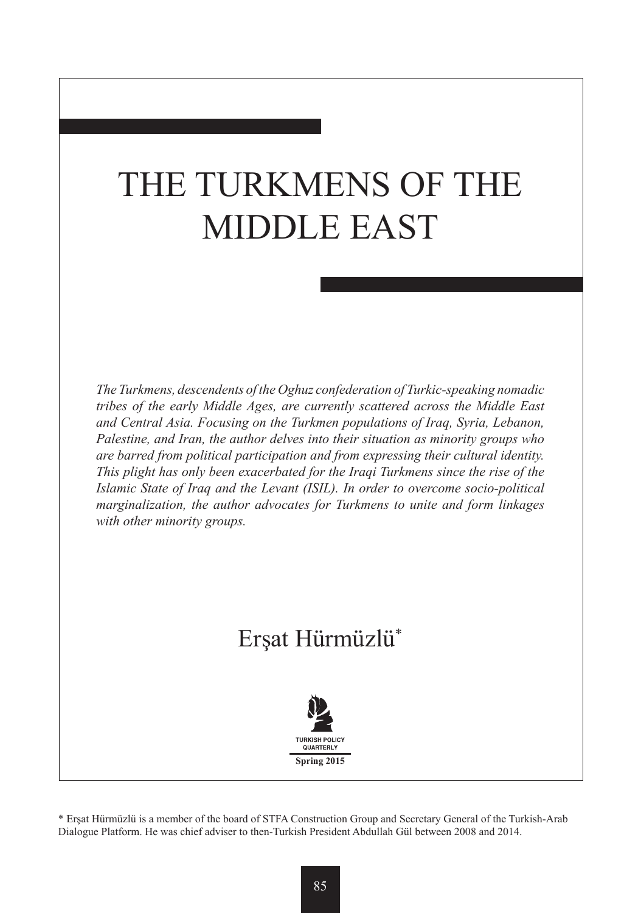# THE TURKMENS OF THE MIDDLE EAST

*The Turkmens, descendents of the Oghuz confederation of Turkic-speaking nomadic tribes of the early Middle Ages, are currently scattered across the Middle East and Central Asia. Focusing on the Turkmen populations of Iraq, Syria, Lebanon, Palestine, and Iran, the author delves into their situation as minority groups who are barred from political participation and from expressing their cultural identity. This plight has only been exacerbated for the Iraqi Turkmens since the rise of the Islamic State of Iraq and the Levant (ISIL). In order to overcome socio-political marginalization, the author advocates for Turkmens to unite and form linkages with other minority groups.*

Erşat Hürmüzlü*

TURKISH POLICY QUARTERLY

**Spring 2015**

\* Erşat Hürmüzlü is a member of the board of STFA Construction Group and Secretary General of the Turkish-Arab Dialogue Platform. He was chief adviser to then-Turkish President Abdullah Gül between 2008 and 2014.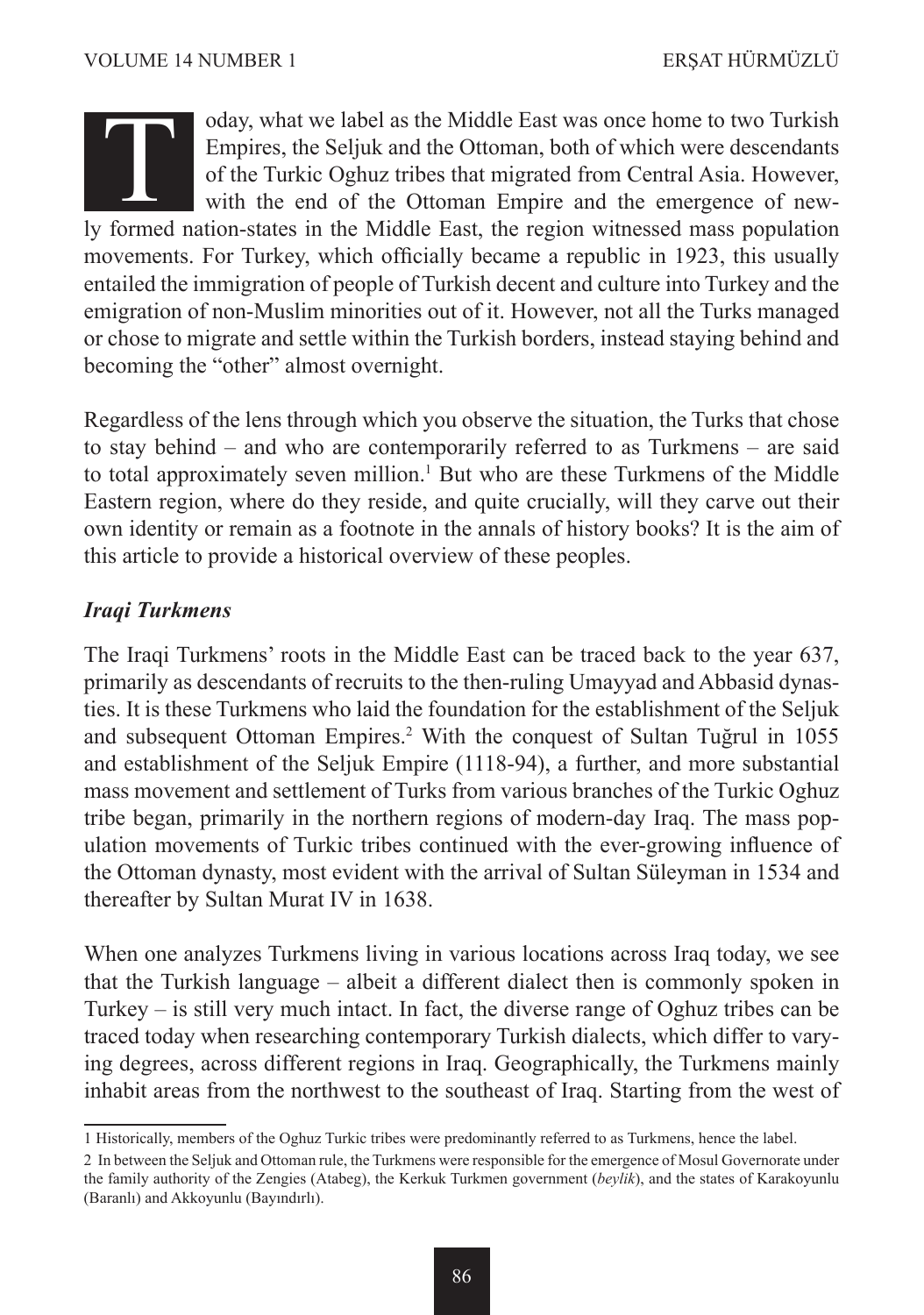Today, what we label as the Middle East was once home to two Turkish Empires, the Seljuk and the Ottoman, both of which were descendants of the Turkic Oghuz tribes that migrated from Central Asia. However, with the end of the Ottoman Empire and the emergence of newly formed nation-states in the Middle East, the region witnessed mass population movements. For Turkey, which officially became a republic in 1923, this usually entailed the immigration of people of Turkish decent and culture into Turkey and the emigration of non-Muslim minorities out of it. However, not all the Turks managed or chose to migrate and settle within the Turkish borders, instead staying behind and becoming the "other" almost overnight.

Regardless of the lens through which you observe the situation, the Turks that chose to stay behind – and who are contemporarily referred to as Turkmens – are said to total approximately seven million.[1] But who are these Turkmens of the Middle Eastern region, where do they reside, and quite crucially, will they carve out their own identity or remain as a footnote in the annals of history books? It is the aim of this article to provide a historical overview of these peoples.

### *Iraqi Turkmens*

The Iraqi Turkmens' roots in the Middle East can be traced back to the year 637, primarily as descendants of recruits to the then-ruling Umayyad and Abbasid dynasties. It is these Turkmens who laid the foundation for the establishment of the Seljuk and subsequent Ottoman Empires.[2] With the conquest of Sultan Tuğrul in 1055 and establishment of the Seljuk Empire (1118-94), a further, and more substantial mass movement and settlement of Turks from various branches of the Turkic Oghuz tribe began, primarily in the northern regions of modern-day Iraq. The mass population movements of Turkic tribes continued with the ever-growing influence of the Ottoman dynasty, most evident with the arrival of Sultan Süleyman in 1534 and thereafter by Sultan Murat IV in 1638.

When one analyzes Turkmens living in various locations across Iraq today, we see that the Turkish language – albeit a different dialect then is commonly spoken in Turkey – is still very much intact. In fact, the diverse range of Oghuz tribes can be traced today when researching contemporary Turkish dialects, which differ to varying degrees, across different regions in Iraq. Geographically, the Turkmens mainly inhabit areas from the northwest to the southeast of Iraq. Starting from the west of

---

1 Historically, members of the Oghuz Turkic tribes were predominantly referred to as Turkmens, hence the label.

2 In between the Seljuk and Ottoman rule, the Turkmens were responsible for the emergence of Mosul Governorate under the family authority of the Zengies (Atabeg), the Kerkuk Turkmen government (*beylik*), and the states of Karakoyunlu (Baranlı) and Akkoyunlu (Bayındırlı).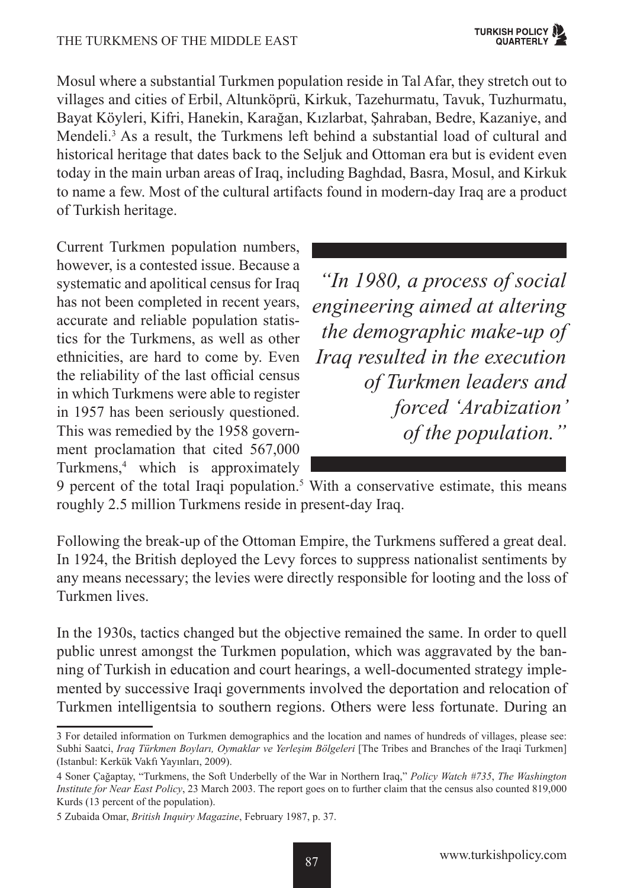Mosul where a substantial Turkmen population reside in Tal Afar, they stretch out to villages and cities of Erbil, Altunköprü, Kirkuk, Tazehurmatu, Tavuk, Tuzhurmatu, Bayat Köyleri, Kifri, Hanekin, Karağan, Kızlarbat, Şahraban, Bedre, Kazaniye, and Mendeli.[3] As a result, the Turkmens left behind a substantial load of cultural and historical heritage that dates back to the Seljuk and Ottoman era but is evident even today in the main urban areas of Iraq, including Baghdad, Basra, Mosul, and Kirkuk to name a few. Most of the cultural artifacts found in modern-day Iraq are a product of Turkish heritage.

Current Turkmen population numbers, however, is a contested issue. Because a systematic and apolitical census for Iraq has not been completed in recent years, accurate and reliable population statistics for the Turkmens, as well as other ethnicities, are hard to come by. Even the reliability of the last official census in which Turkmens were able to register in 1957 has been seriously questioned. This was remedied by the 1958 government proclamation that cited 567,000 Turkmens,[4] which is approximately 9 percent of the total Iraqi population.[5] With a conservative estimate, this means roughly 2.5 million Turkmens reside in present-day Iraq.

> *"In 1980, a process of social engineering aimed at altering the demographic make-up of Iraq resulted in the execution of Turkmen leaders and forced 'Arabization' of the population."*

Following the break-up of the Ottoman Empire, the Turkmens suffered a great deal. In 1924, the British deployed the Levy forces to suppress nationalist sentiments by any means necessary; the levies were directly responsible for looting and the loss of Turkmen lives.

In the 1930s, tactics changed but the objective remained the same. In order to quell public unrest amongst the Turkmen population, which was aggravated by the banning of Turkish in education and court hearings, a well-documented strategy implemented by successive Iraqi governments involved the deportation and relocation of Turkmen intelligentsia to southern regions. Others were less fortunate. During an

---

3 For detailed information on Turkmen demographics and the location and names of hundreds of villages, please see: Subhi Saatci, *Iraq Türkmen Boyları, Oymaklar ve Yerleşim Bölgeleri* [The Tribes and Branches of the Iraqi Turkmen] (Istanbul: Kerkük Vakfı Yayınları, 2009).

4 Soner Çağaptay, "Turkmens, the Soft Underbelly of the War in Northern Iraq," *Policy Watch #735*, *The Washington Institute for Near East Policy*, 23 March 2003. The report goes on to further claim that the census also counted 819,000 Kurds (13 percent of the population).

5 Zubaida Omar, *British Inquiry Magazine*, February 1987, p. 37.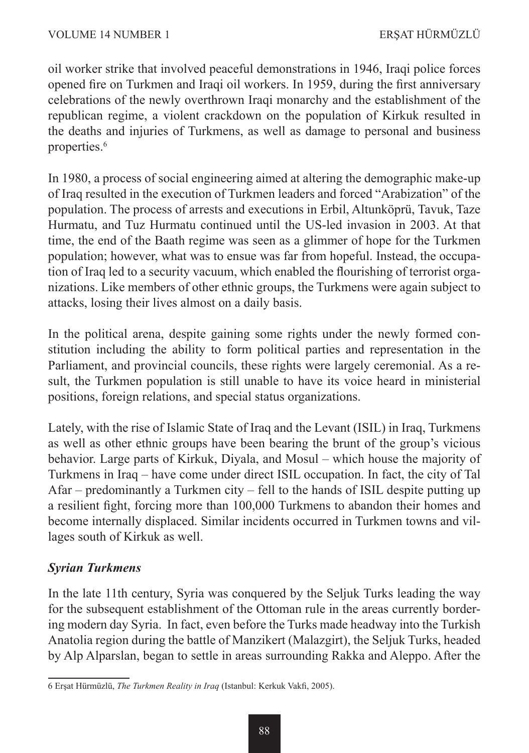oil worker strike that involved peaceful demonstrations in 1946, Iraqi police forces opened fire on Turkmen and Iraqi oil workers. In 1959, during the first anniversary celebrations of the newly overthrown Iraqi monarchy and the establishment of the republican regime, a violent crackdown on the population of Kirkuk resulted in the deaths and injuries of Turkmens, as well as damage to personal and business properties.[6]

In 1980, a process of social engineering aimed at altering the demographic make-up of Iraq resulted in the execution of Turkmen leaders and forced "Arabization" of the population. The process of arrests and executions in Erbil, Altunköprü, Tavuk, Taze Hurmatu, and Tuz Hurmatu continued until the US-led invasion in 2003. At that time, the end of the Baath regime was seen as a glimmer of hope for the Turkmen population; however, what was to ensue was far from hopeful. Instead, the occupation of Iraq led to a security vacuum, which enabled the flourishing of terrorist organizations. Like members of other ethnic groups, the Turkmens were again subject to attacks, losing their lives almost on a daily basis.

In the political arena, despite gaining some rights under the newly formed constitution including the ability to form political parties and representation in the Parliament, and provincial councils, these rights were largely ceremonial. As a result, the Turkmen population is still unable to have its voice heard in ministerial positions, foreign relations, and special status organizations.

Lately, with the rise of Islamic State of Iraq and the Levant (ISIL) in Iraq, Turkmens as well as other ethnic groups have been bearing the brunt of the group's vicious behavior. Large parts of Kirkuk, Diyala, and Mosul – which house the majority of Turkmens in Iraq – have come under direct ISIL occupation. In fact, the city of Tal Afar – predominantly a Turkmen city – fell to the hands of ISIL despite putting up a resilient fight, forcing more than 100,000 Turkmens to abandon their homes and become internally displaced. Similar incidents occurred in Turkmen towns and villages south of Kirkuk as well.

### *Syrian Turkmens*

In the late 11th century, Syria was conquered by the Seljuk Turks leading the way for the subsequent establishment of the Ottoman rule in the areas currently bordering modern day Syria. In fact, even before the Turks made headway into the Turkish Anatolia region during the battle of Manzikert (Malazgirt), the Seljuk Turks, headed by Alp Alparslan, began to settle in areas surrounding Rakka and Aleppo. After the

---

6 Erşat Hürmüzlü, *The Turkmen Reality in Iraq* (Istanbul: Kerkuk Vakfi, 2005).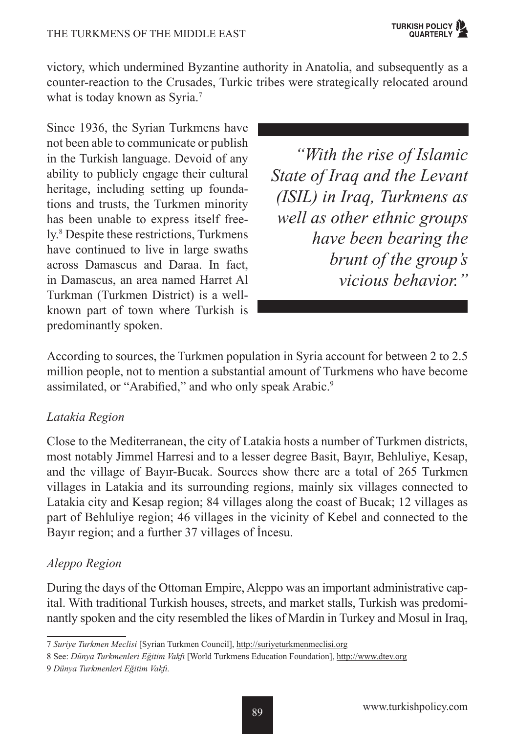victory, which undermined Byzantine authority in Anatolia, and subsequently as a counter-reaction to the Crusades, Turkic tribes were strategically relocated around what is today known as Syria.[7]

Since 1936, the Syrian Turkmens have not been able to communicate or publish in the Turkish language. Devoid of any ability to publicly engage their cultural heritage, including setting up foundations and trusts, the Turkmen minority has been unable to express itself freely.[8] Despite these restrictions, Turkmens have continued to live in large swaths across Damascus and Daraa. In fact, in Damascus, an area named Harret Al Turkman (Turkmen District) is a well-known part of town where Turkish is predominantly spoken.

> *"With the rise of Islamic State of Iraq and the Levant (ISIL) in Iraq, Turkmens as well as other ethnic groups have been bearing the brunt of the group's vicious behavior."*

According to sources, the Turkmen population in Syria account for between 2 to 2.5 million people, not to mention a substantial amount of Turkmens who have become assimilated, or "Arabified," and who only speak Arabic.[9]

*Latakia Region*

Close to the Mediterranean, the city of Latakia hosts a number of Turkmen districts, most notably Jimmel Harresi and to a lesser degree Basit, Bayır, Behluliye, Kesap, and the village of Bayır-Bucak. Sources show there are a total of 265 Turkmen villages in Latakia and its surrounding regions, mainly six villages connected to Latakia city and Kesap region; 84 villages along the coast of Bucak; 12 villages as part of Behluliye region; 46 villages in the vicinity of Kebel and connected to the Bayır region; and a further 37 villages of İncesu.

*Aleppo Region*

During the days of the Ottoman Empire, Aleppo was an important administrative capital. With traditional Turkish houses, streets, and market stalls, Turkish was predominantly spoken and the city resembled the likes of Mardin in Turkey and Mosul in Iraq,

---

7 *Suriye Turkmen Meclisi* [Syrian Turkmen Council], http://suriyeturkmenmeclisi.org

8 See: *Dünya Turkmenleri Eğitim Vakfı* [World Turkmens Education Foundation], http://www.dtev.org

9 *Dünya Turkmenleri Eğitim Vakfı.*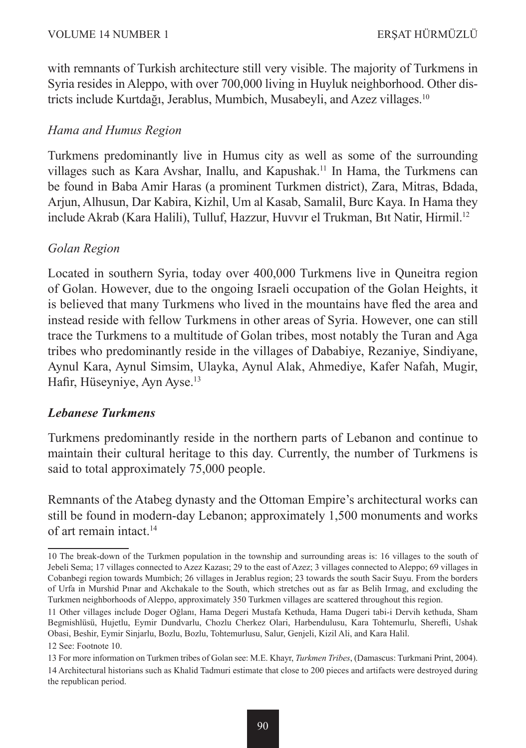with remnants of Turkish architecture still very visible. The majority of Turkmens in Syria resides in Aleppo, with over 700,000 living in Huyluk neighborhood. Other districts include Kurtdağı, Jerablus, Mumbich, Musabeyli, and Azez villages.[10]

*Hama and Humus Region*

Turkmens predominantly live in Humus city as well as some of the surrounding villages such as Kara Avshar, Inallu, and Kapushak.[11] In Hama, the Turkmens can be found in Baba Amir Haras (a prominent Turkmen district), Zara, Mitras, Bdada, Arjun, Alhusun, Dar Kabira, Kizhil, Um al Kasab, Samalil, Burc Kaya. In Hama they include Akrab (Kara Halili), Tulluf, Hazzur, Huvvır el Trukman, Bıt Natir, Hirmil.[12]

*Golan Region*

Located in southern Syria, today over 400,000 Turkmens live in Quneitra region of Golan. However, due to the ongoing Israeli occupation of the Golan Heights, it is believed that many Turkmens who lived in the mountains have fled the area and instead reside with fellow Turkmens in other areas of Syria. However, one can still trace the Turkmens to a multitude of Golan tribes, most notably the Turan and Aga tribes who predominantly reside in the villages of Dababiye, Rezaniye, Sindiyane, Aynul Kara, Aynul Simsim, Ulayka, Aynul Alak, Ahmediye, Kafer Nafah, Mugir, Hafir, Hüseyniye, Ayn Ayse.[13]

***Lebanese Turkmens***

Turkmens predominantly reside in the northern parts of Lebanon and continue to maintain their cultural heritage to this day. Currently, the number of Turkmens is said to total approximately 75,000 people.

Remnants of the Atabeg dynasty and the Ottoman Empire's architectural works can still be found in modern-day Lebanon; approximately 1,500 monuments and works of art remain intact.[14]

---

10 The break-down of the Turkmen population in the township and surrounding areas is: 16 villages to the south of Jebeli Sema; 17 villages connected to Azez Kazası; 29 to the east of Azez; 3 villages connected to Aleppo; 69 villages in Cobanbegi region towards Mumbich; 26 villages in Jerablus region; 23 towards the south Sacir Suyu. From the borders of Urfa in Murshid Pınar and Akchakale to the South, which stretches out as far as Belih Irmag, and excluding the Turkmen neighborhoods of Aleppo, approximately 350 Turkmen villages are scattered throughout this region.

11 Other villages include Doger Oğlanı, Hama Degeri Mustafa Kethuda, Hama Dugeri tabi-i Dervih kethuda, Sham Begmishlüsü, Hujetlu, Eymir Dundvarlu, Chozlu Cherkez Olari, Harbendulusu, Kara Tohtemurlu, Sherefli, Ushak Obasi, Beshir, Eymir Sinjarlu, Bozlu, Bozlu, Tohtemurlusu, Salur, Genjeli, Kizil Ali, and Kara Halil.

12 See: Footnote 10.

13 For more information on Turkmen tribes of Golan see: M.E. Khayr, *Turkmen Tribes*, (Damascus: Turkmani Print, 2004).

14 Architectural historians such as Khalid Tadmuri estimate that close to 200 pieces and artifacts were destroyed during the republican period.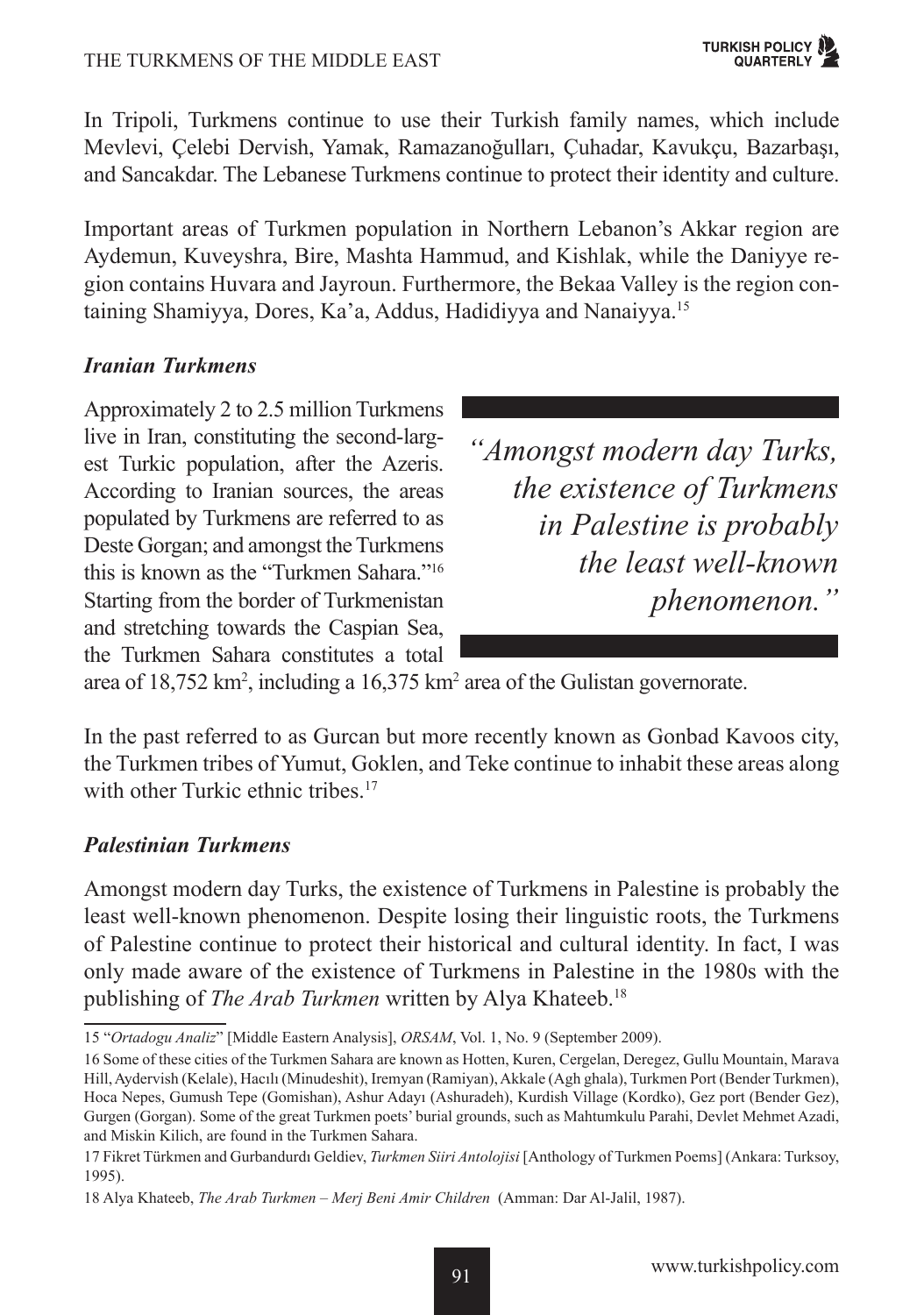In Tripoli, Turkmens continue to use their Turkish family names, which include Mevlevi, Çelebi Dervish, Yamak, Ramazanoğulları, Çuhadar, Kavukçu, Bazarbaşı, and Sancakdar. The Lebanese Turkmens continue to protect their identity and culture.

Important areas of Turkmen population in Northern Lebanon's Akkar region are Aydemun, Kuveyshra, Bire, Mashta Hammud, and Kishlak, while the Daniyye region contains Huvara and Jayroun. Furthermore, the Bekaa Valley is the region containing Shamiyya, Dores, Ka'a, Addus, Hadidiyya and Nanaiyya.[15]

### *Iranian Turkmens*

Approximately 2 to 2.5 million Turkmens live in Iran, constituting the second-largest Turkic population, after the Azeris. According to Iranian sources, the areas populated by Turkmens are referred to as Deste Gorgan; and amongst the Turkmens this is known as the "Turkmen Sahara."[16] Starting from the border of Turkmenistan and stretching towards the Caspian Sea, the Turkmen Sahara constitutes a total area of 18,752 km$^2$, including a 16,375 km$^2$ area of the Gulistan governorate.

> *"Amongst modern day Turks, the existence of Turkmens in Palestine is probably the least well-known phenomenon."*

In the past referred to as Gurcan but more recently known as Gonbad Kavoos city, the Turkmen tribes of Yumut, Goklen, and Teke continue to inhabit these areas along with other Turkic ethnic tribes.[17]

### *Palestinian Turkmens*

Amongst modern day Turks, the existence of Turkmens in Palestine is probably the least well-known phenomenon. Despite losing their linguistic roots, the Turkmens of Palestine continue to protect their historical and cultural identity. In fact, I was only made aware of the existence of Turkmens in Palestine in the 1980s with the publishing of *The Arab Turkmen* written by Alya Khateeb.[18]

---

15 "*Ortadogu Analiz*" [Middle Eastern Analysis], *ORSAM*, Vol. 1, No. 9 (September 2009).

16 Some of these cities of the Turkmen Sahara are known as Hotten, Kuren, Cergelan, Deregez, Gullu Mountain, Marava Hill, Aydervish (Kelale), Hacılı (Minudeshit), Iremyan (Ramiyan), Akkale (Agh ghala), Turkmen Port (Bender Turkmen), Hoca Nepes, Gumush Tepe (Gomishan), Ashur Adayı (Ashuradeh), Kurdish Village (Kordko), Gez port (Bender Gez), Gurgen (Gorgan). Some of the great Turkmen poets' burial grounds, such as Mahtumkulu Parahi, Devlet Mehmet Azadi, and Miskin Kilich, are found in the Turkmen Sahara.

17 Fikret Türkmen and Gurbandurdı Geldiev, *Turkmen Siiri Antolojisi* [Anthology of Turkmen Poems] (Ankara: Turksoy, 1995).

18 Alya Khateeb, *The Arab Turkmen – Merj Beni Amir Children* (Amman: Dar Al-Jalil, 1987).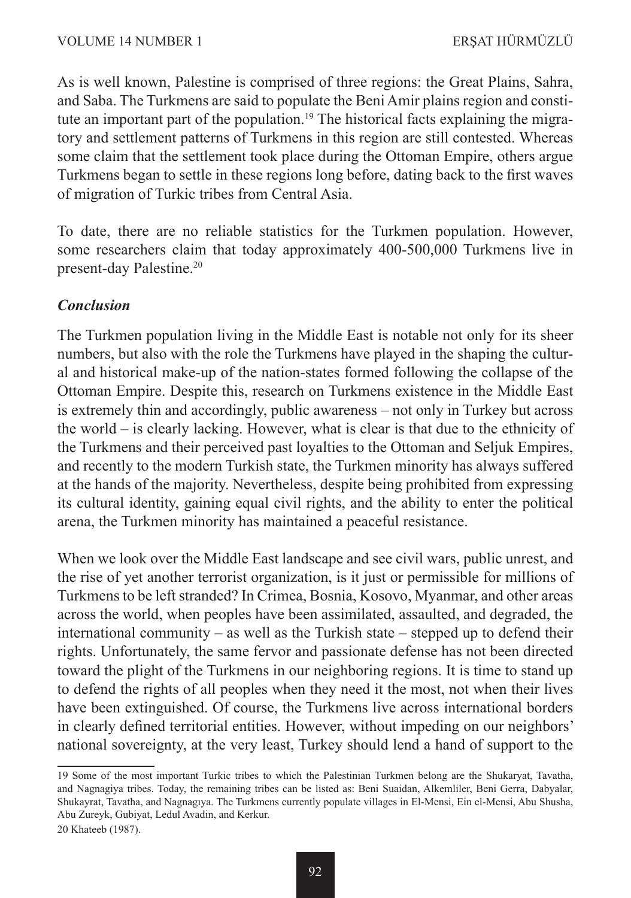As is well known, Palestine is comprised of three regions: the Great Plains, Sahra, and Saba. The Turkmens are said to populate the Beni Amir plains region and constitute an important part of the population.[19] The historical facts explaining the migratory and settlement patterns of Turkmens in this region are still contested. Whereas some claim that the settlement took place during the Ottoman Empire, others argue Turkmens began to settle in these regions long before, dating back to the first waves of migration of Turkic tribes from Central Asia.

To date, there are no reliable statistics for the Turkmen population. However, some researchers claim that today approximately 400-500,000 Turkmens live in present-day Palestine.[20]

### *Conclusion*

The Turkmen population living in the Middle East is notable not only for its sheer numbers, but also with the role the Turkmens have played in the shaping the cultural and historical make-up of the nation-states formed following the collapse of the Ottoman Empire. Despite this, research on Turkmens existence in the Middle East is extremely thin and accordingly, public awareness – not only in Turkey but across the world – is clearly lacking. However, what is clear is that due to the ethnicity of the Turkmens and their perceived past loyalties to the Ottoman and Seljuk Empires, and recently to the modern Turkish state, the Turkmen minority has always suffered at the hands of the majority. Nevertheless, despite being prohibited from expressing its cultural identity, gaining equal civil rights, and the ability to enter the political arena, the Turkmen minority has maintained a peaceful resistance.

When we look over the Middle East landscape and see civil wars, public unrest, and the rise of yet another terrorist organization, is it just or permissible for millions of Turkmens to be left stranded? In Crimea, Bosnia, Kosovo, Myanmar, and other areas across the world, when peoples have been assimilated, assaulted, and degraded, the international community – as well as the Turkish state – stepped up to defend their rights. Unfortunately, the same fervor and passionate defense has not been directed toward the plight of the Turkmens in our neighboring regions. It is time to stand up to defend the rights of all peoples when they need it the most, not when their lives have been extinguished. Of course, the Turkmens live across international borders in clearly defined territorial entities. However, without impeding on our neighbors' national sovereignty, at the very least, Turkey should lend a hand of support to the

---

19 Some of the most important Turkic tribes to which the Palestinian Turkmen belong are the Shukaryat, Tavatha, and Nagnagiya tribes. Today, the remaining tribes can be listed as: Beni Suaidan, Alkemliler, Beni Gerra, Dabyalar, Shukayrat, Tavatha, and Nagnagıya. The Turkmens currently populate villages in El-Mensi, Ein el-Mensi, Abu Shusha, Abu Zureyk, Gubiyat, Ledul Avadin, and Kerkur.

20 Khateeb (1987).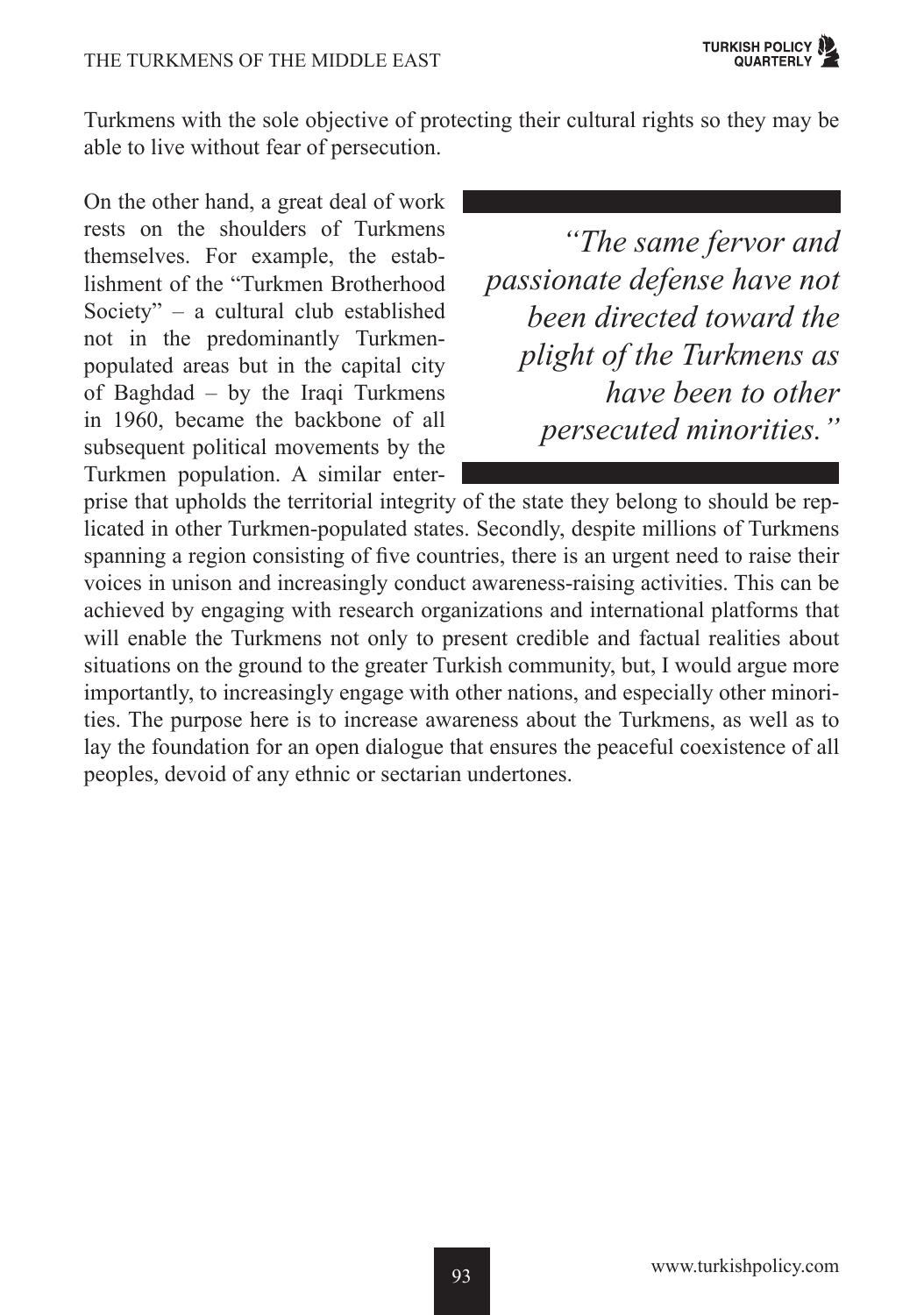Turkmens with the sole objective of protecting their cultural rights so they may be able to live without fear of persecution.

On the other hand, a great deal of work rests on the shoulders of Turkmens themselves. For example, the establishment of the "Turkmen Brotherhood Society" – a cultural club established not in the predominantly Turkmen-populated areas but in the capital city of Baghdad – by the Iraqi Turkmens in 1960, became the backbone of all subsequent political movements by the Turkmen population. A similar enterprise that upholds the territorial integrity of the state they belong to should be replicated in other Turkmen-populated states. Secondly, despite millions of Turkmens spanning a region consisting of five countries, there is an urgent need to raise their voices in unison and increasingly conduct awareness-raising activities. This can be achieved by engaging with research organizations and international platforms that will enable the Turkmens not only to present credible and factual realities about situations on the ground to the greater Turkish community, but, I would argue more importantly, to increasingly engage with other nations, and especially other minorities. The purpose here is to increase awareness about the Turkmens, as well as to lay the foundation for an open dialogue that ensures the peaceful coexistence of all peoples, devoid of any ethnic or sectarian undertones.

> *"The same fervor and passionate defense have not been directed toward the plight of the Turkmens as have been to other persecuted minorities."*